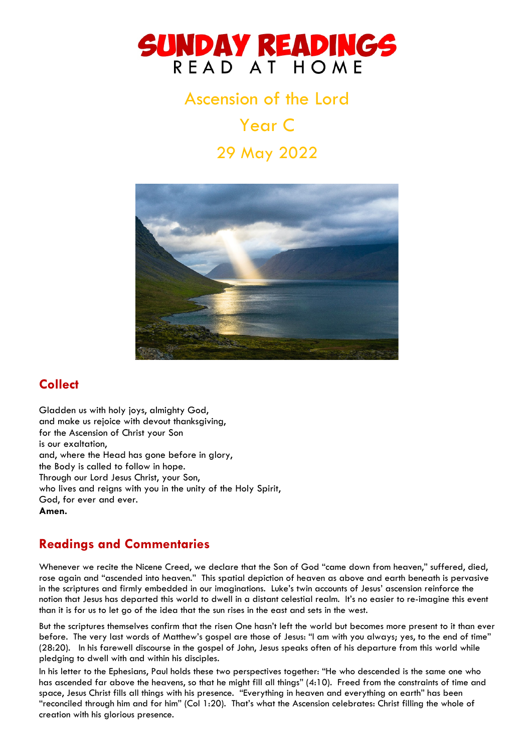# SUNDAY READINGS
READ AT HOME

## Ascension of the Lord

## Year C

## 29 May 2022

## Collect

Gladden us with holy joys, almighty God,
and make us rejoice with devout thanksgiving,
for the Ascension of Christ your Son
is our exaltation,
and, where the Head has gone before in glory,
the Body is called to follow in hope.
Through our Lord Jesus Christ, your Son,
who lives and reigns with you in the unity of the Holy Spirit,
God, for ever and ever.
**Amen.**

## Readings and Commentaries

Whenever we recite the Nicene Creed, we declare that the Son of God "came down from heaven," suffered, died, rose again and "ascended into heaven." This spatial depiction of heaven as above and earth beneath is pervasive in the scriptures and firmly embedded in our imaginations. Luke's twin accounts of Jesus' ascension reinforce the notion that Jesus has departed this world to dwell in a distant celestial realm. It's no easier to re-imagine this event than it is for us to let go of the idea that the sun rises in the east and sets in the west.

But the scriptures themselves confirm that the risen One hasn't left the world but becomes more present to it than ever before. The very last words of Matthew's gospel are those of Jesus: "I am with you always; yes, to the end of time" (28:20). In his farewell discourse in the gospel of John, Jesus speaks often of his departure from this world while pledging to dwell with and within his disciples.

In his letter to the Ephesians, Paul holds these two perspectives together: "He who descended is the same one who has ascended far above the heavens, so that he might fill all things" (4:10). Freed from the constraints of time and space, Jesus Christ fills all things with his presence. "Everything in heaven and everything on earth" has been "reconciled through him and for him" (Col 1:20). That's what the Ascension celebrates: Christ filling the whole of creation with his glorious presence.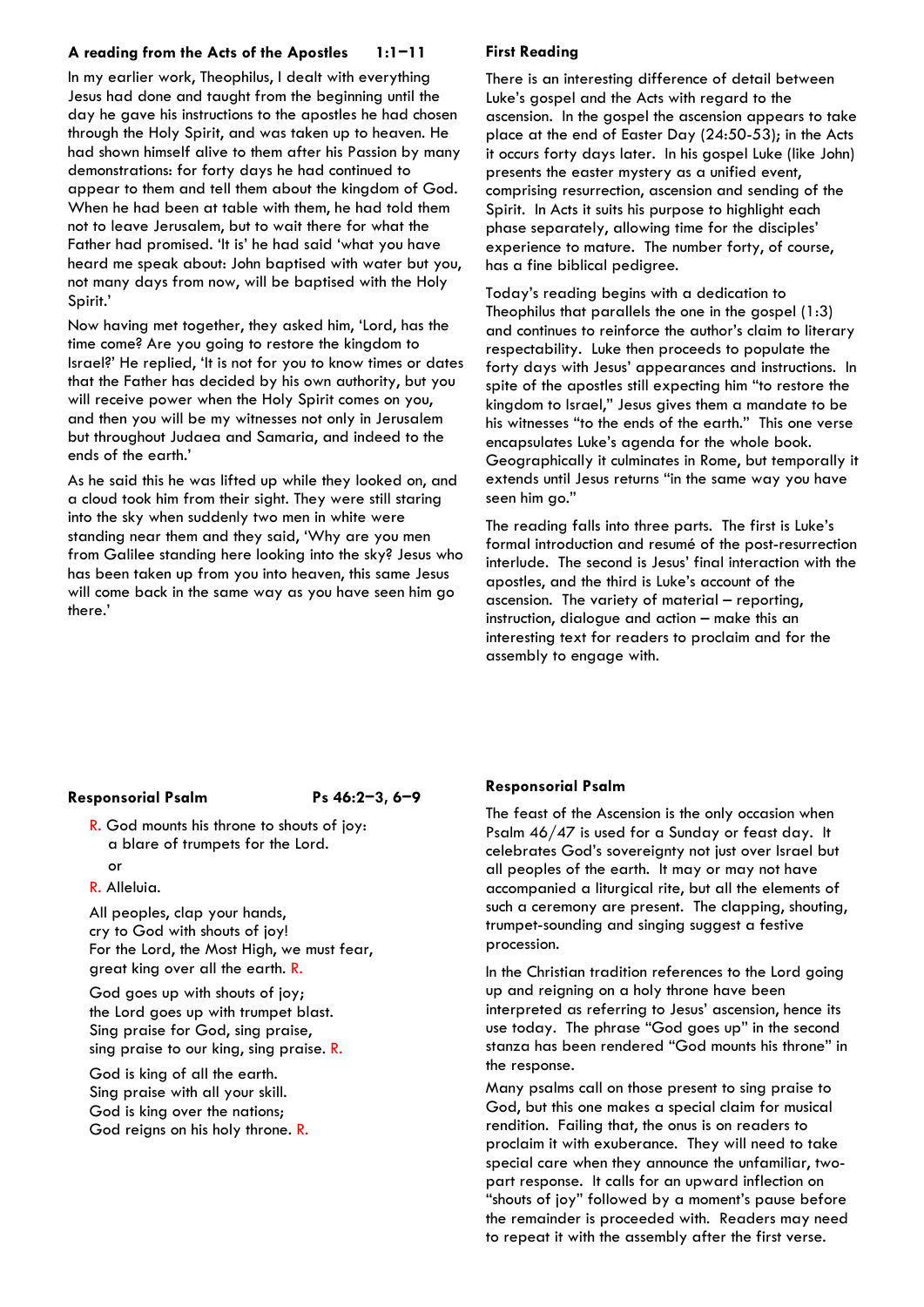### A reading from the Acts of the Apostles 1:1–11

In my earlier work, Theophilus, I dealt with everything Jesus had done and taught from the beginning until the day he gave his instructions to the apostles he had chosen through the Holy Spirit, and was taken up to heaven. He had shown himself alive to them after his Passion by many demonstrations: for forty days he had continued to appear to them and tell them about the kingdom of God. When he had been at table with them, he had told them not to leave Jerusalem, but to wait there for what the Father had promised. 'It is' he had said 'what you have heard me speak about: John baptised with water but you, not many days from now, will be baptised with the Holy Spirit.'

Now having met together, they asked him, 'Lord, has the time come? Are you going to restore the kingdom to Israel?' He replied, 'It is not for you to know times or dates that the Father has decided by his own authority, but you will receive power when the Holy Spirit comes on you, and then you will be my witnesses not only in Jerusalem but throughout Judaea and Samaria, and indeed to the ends of the earth.'

As he said this he was lifted up while they looked on, and a cloud took him from their sight. They were still staring into the sky when suddenly two men in white were standing near them and they said, 'Why are you men from Galilee standing here looking into the sky? Jesus who has been taken up from you into heaven, this same Jesus will come back in the same way as you have seen him go there.'

### First Reading

There is an interesting difference of detail between Luke's gospel and the Acts with regard to the ascension. In the gospel the ascension appears to take place at the end of Easter Day (24:50-53); in the Acts it occurs forty days later. In his gospel Luke (like John) presents the easter mystery as a unified event, comprising resurrection, ascension and sending of the Spirit. In Acts it suits his purpose to highlight each phase separately, allowing time for the disciples' experience to mature. The number forty, of course, has a fine biblical pedigree.

Today's reading begins with a dedication to Theophilus that parallels the one in the gospel (1:3) and continues to reinforce the author's claim to literary respectability. Luke then proceeds to populate the forty days with Jesus' appearances and instructions. In spite of the apostles still expecting him "to restore the kingdom to Israel," Jesus gives them a mandate to be his witnesses "to the ends of the earth." This one verse encapsulates Luke's agenda for the whole book. Geographically it culminates in Rome, but temporally it extends until Jesus returns "in the same way you have seen him go."

The reading falls into three parts. The first is Luke's formal introduction and resumé of the post-resurrection interlude. The second is Jesus' final interaction with the apostles, and the third is Luke's account of the ascension. The variety of material – reporting, instruction, dialogue and action – make this an interesting text for readers to proclaim and for the assembly to engage with.

### Responsorial Psalm Ps 46:2–3, 6–9

R. God mounts his throne to shouts of joy:
a blare of trumpets for the Lord.
or
R. Alleluia.

All peoples, clap your hands,
cry to God with shouts of joy!
For the Lord, the Most High, we must fear,
great king over all the earth. R.

God goes up with shouts of joy;
the Lord goes up with trumpet blast.
Sing praise for God, sing praise,
sing praise to our king, sing praise. R.

God is king of all the earth.
Sing praise with all your skill.
God is king over the nations;
God reigns on his holy throne. R.

### Responsorial Psalm

The feast of the Ascension is the only occasion when Psalm 46/47 is used for a Sunday or feast day. It celebrates God's sovereignty not just over Israel but all peoples of the earth. It may or may not have accompanied a liturgical rite, but all the elements of such a ceremony are present. The clapping, shouting, trumpet-sounding and singing suggest a festive procession.

In the Christian tradition references to the Lord going up and reigning on a holy throne have been interpreted as referring to Jesus' ascension, hence its use today. The phrase "God goes up" in the second stanza has been rendered "God mounts his throne" in the response.

Many psalms call on those present to sing praise to God, but this one makes a special claim for musical rendition. Failing that, the onus is on readers to proclaim it with exuberance. They will need to take special care when they announce the unfamiliar, two-part response. It calls for an upward inflection on "shouts of joy" followed by a moment's pause before the remainder is proceeded with. Readers may need to repeat it with the assembly after the first verse.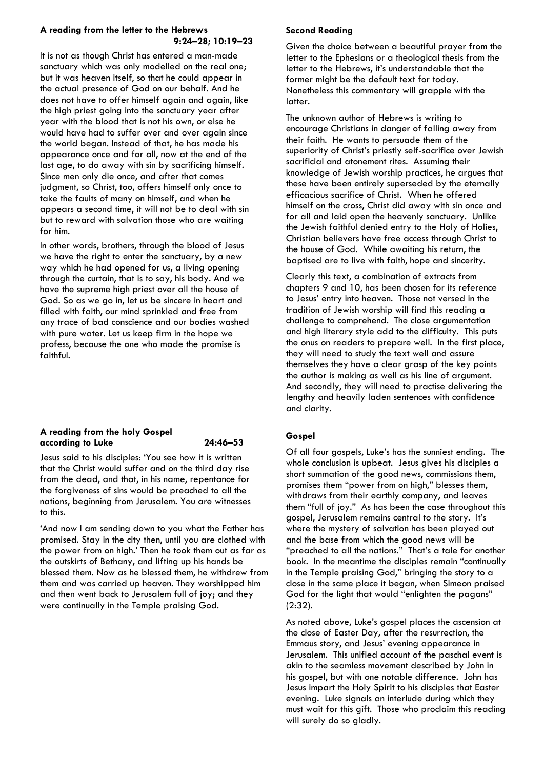### A reading from the letter to the Hebrews 9:24–28; 10:19–23

It is not as though Christ has entered a man-made sanctuary which was only modelled on the real one; but it was heaven itself, so that he could appear in the actual presence of God on our behalf. And he does not have to offer himself again and again, like the high priest going into the sanctuary year after year with the blood that is not his own, or else he would have had to suffer over and over again since the world began. Instead of that, he has made his appearance once and for all, now at the end of the last age, to do away with sin by sacrificing himself. Since men only die once, and after that comes judgment, so Christ, too, offers himself only once to take the faults of many on himself, and when he appears a second time, it will not be to deal with sin but to reward with salvation those who are waiting for him.

In other words, brothers, through the blood of Jesus we have the right to enter the sanctuary, by a new way which he had opened for us, a living opening through the curtain, that is to say, his body. And we have the supreme high priest over all the house of God. So as we go in, let us be sincere in heart and filled with faith, our mind sprinkled and free from any trace of bad conscience and our bodies washed with pure water. Let us keep firm in the hope we profess, because the one who made the promise is faithful.

### Second Reading

Given the choice between a beautiful prayer from the letter to the Ephesians or a theological thesis from the letter to the Hebrews, it's understandable that the former might be the default text for today. Nonetheless this commentary will grapple with the latter.

The unknown author of Hebrews is writing to encourage Christians in danger of falling away from their faith. He wants to persuade them of the superiority of Christ's priestly self-sacrifice over Jewish sacrificial and atonement rites. Assuming their knowledge of Jewish worship practices, he argues that these have been entirely superseded by the eternally efficacious sacrifice of Christ. When he offered himself on the cross, Christ did away with sin once and for all and laid open the heavenly sanctuary. Unlike the Jewish faithful denied entry to the Holy of Holies, Christian believers have free access through Christ to the house of God. While awaiting his return, the baptised are to live with faith, hope and sincerity.

Clearly this text, a combination of extracts from chapters 9 and 10, has been chosen for its reference to Jesus' entry into heaven. Those not versed in the tradition of Jewish worship will find this reading a challenge to comprehend. The close argumentation and high literary style add to the difficulty. This puts the onus on readers to prepare well. In the first place, they will need to study the text well and assure themselves they have a clear grasp of the key points the author is making as well as his line of argument. And secondly, they will need to practise delivering the lengthy and heavily laden sentences with confidence and clarity.

### A reading from the holy Gospel according to Luke 24:46–53

Jesus said to his disciples: 'You see how it is written that the Christ would suffer and on the third day rise from the dead, and that, in his name, repentance for the forgiveness of sins would be preached to all the nations, beginning from Jerusalem. You are witnesses to this.

'And now I am sending down to you what the Father has promised. Stay in the city then, until you are clothed with the power from on high.' Then he took them out as far as the outskirts of Bethany, and lifting up his hands be blessed them. Now as he blessed them, he withdrew from them and was carried up heaven. They worshipped him and then went back to Jerusalem full of joy; and they were continually in the Temple praising God.

### Gospel

Of all four gospels, Luke's has the sunniest ending. The whole conclusion is upbeat. Jesus gives his disciples a short summation of the good news, commissions them, promises them "power from on high," blesses them, withdraws from their earthly company, and leaves them "full of joy." As has been the case throughout this gospel, Jerusalem remains central to the story. It's where the mystery of salvation has been played out and the base from which the good news will be "preached to all the nations." That's a tale for another book. In the meantime the disciples remain "continually in the Temple praising God," bringing the story to a close in the same place it began, when Simeon praised God for the light that would "enlighten the pagans" (2:32).

As noted above, Luke's gospel places the ascension at the close of Easter Day, after the resurrection, the Emmaus story, and Jesus' evening appearance in Jerusalem. This unified account of the paschal event is akin to the seamless movement described by John in his gospel, but with one notable difference. John has Jesus impart the Holy Spirit to his disciples that Easter evening. Luke signals an interlude during which they must wait for this gift. Those who proclaim this reading will surely do so gladly.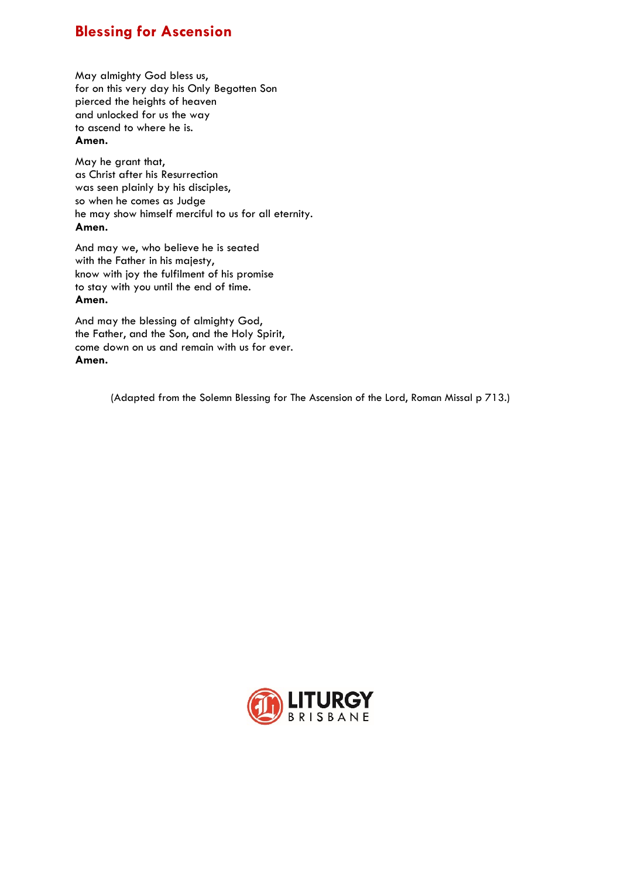## Blessing for Ascension

May almighty God bless us,
for on this very day his Only Begotten Son
pierced the heights of heaven
and unlocked for us the way
to ascend to where he is.
**Amen.**

May he grant that,
as Christ after his Resurrection
was seen plainly by his disciples,
so when he comes as Judge
he may show himself merciful to us for all eternity.
**Amen.**

And may we, who believe he is seated
with the Father in his majesty,
know with joy the fulfilment of his promise
to stay with you until the end of time.
**Amen.**

And may the blessing of almighty God,
the Father, and the Son, and the Holy Spirit,
come down on us and remain with us for ever.
**Amen.**

(Adapted from the Solemn Blessing for The Ascension of the Lord, Roman Missal p 713.)

LITURGY BRISBANE